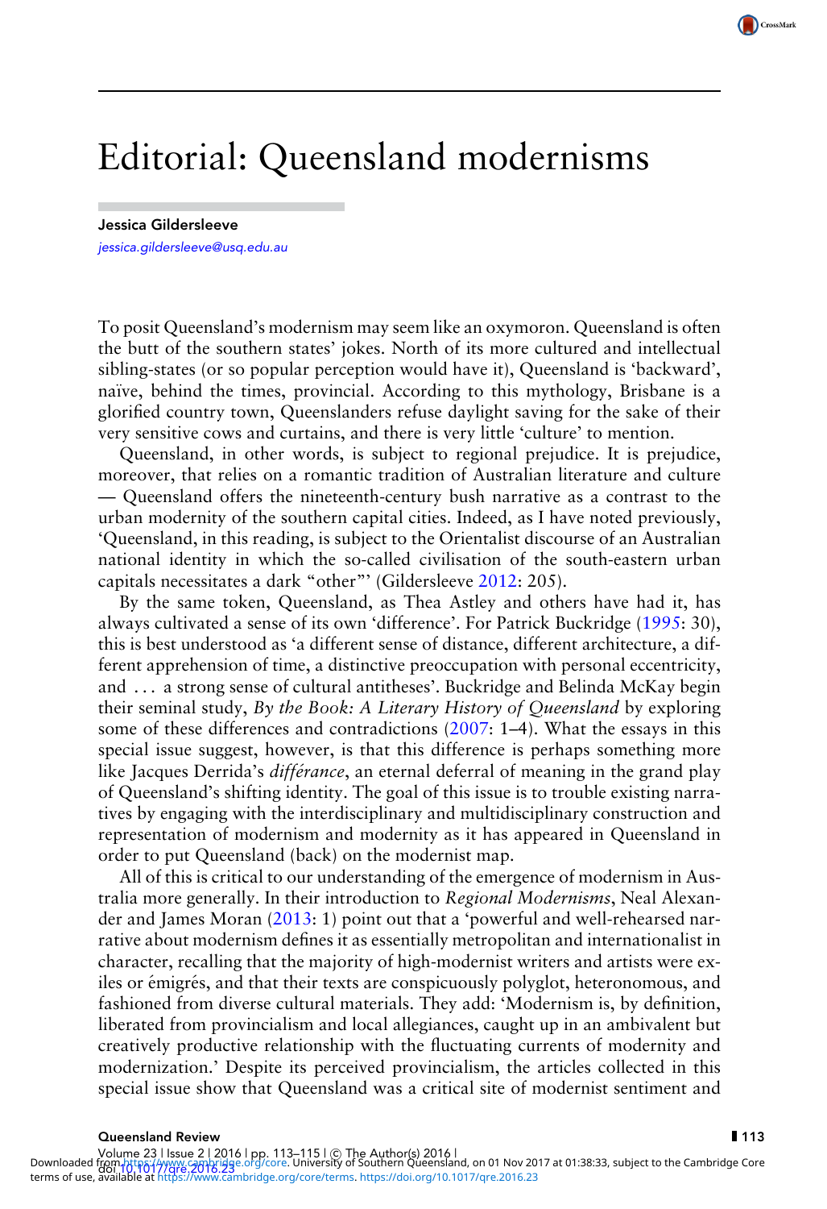# Editorial: Queensland modernisms

**Jessica Gildersleeve**

*jessica.gildersleeve@usq.edu.au*

To posit Queensland's modernism may seem like an oxymoron. Queensland is often the butt of the southern states' jokes. North of its more cultured and intellectual sibling-states (or so popular perception would have it), Queensland is 'backward', naïve, behind the times, provincial. According to this mythology, Brisbane is a glorified country town, Queenslanders refuse daylight saving for the sake of their very sensitive cows and curtains, and there is very little 'culture' to mention.

Queensland, in other words, is subject to regional prejudice. It is prejudice, moreover, that relies on a romantic tradition of Australian literature and culture — Queensland offers the nineteenth-century bush narrative as a contrast to the urban modernity of the southern capital cities. Indeed, as I have noted previously, 'Queensland, in this reading, is subject to the Orientalist discourse of an Australian national identity in which the so-called civilisation of the south-eastern urban capitals necessitates a dark "other"' (Gildersleeve 2012: 205).

By the same token, Queensland, as Thea Astley and others have had it, has always cultivated a sense of its own 'difference'. For Patrick Buckridge (1995: 30), this is best understood as 'a different sense of distance, different architecture, a different apprehension of time, a distinctive preoccupation with personal eccentricity, and ... a strong sense of cultural antitheses'. Buckridge and Belinda McKay begin their seminal study, *By the Book: A Literary History of Queensland* by exploring some of these differences and contradictions (2007: 1–4). What the essays in this special issue suggest, however, is that this difference is perhaps something more like Jacques Derrida's *différance*, an eternal deferral of meaning in the grand play of Queensland's shifting identity. The goal of this issue is to trouble existing narratives by engaging with the interdisciplinary and multidisciplinary construction and representation of modernism and modernity as it has appeared in Queensland in order to put Queensland (back) on the modernist map.

All of this is critical to our understanding of the emergence of modernism in Australia more generally. In their introduction to *Regional Modernisms*, Neal Alexander and James Moran (2013: 1) point out that a 'powerful and well-rehearsed narrative about modernism defines it as essentially metropolitan and internationalist in character, recalling that the majority of high-modernist writers and artists were exiles or émigrés, and that their texts are conspicuously polyglot, heteronomous, and fashioned from diverse cultural materials. They add: 'Modernism is, by definition, liberated from provincialism and local allegiances, caught up in an ambivalent but creatively productive relationship with the fluctuating currents of modernity and modernization.' Despite its perceived provincialism, the articles collected in this special issue show that Queensland was a critical site of modernist sentiment and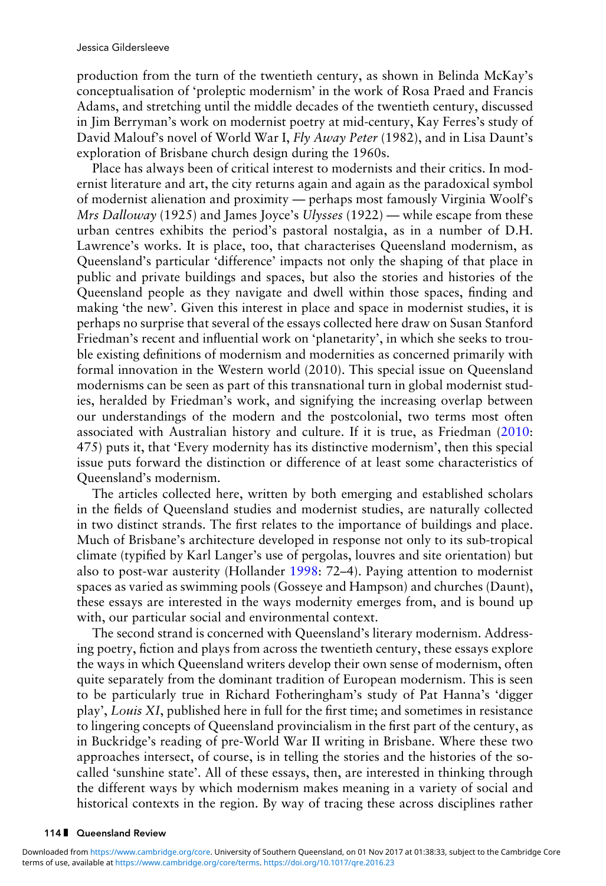production from the turn of the twentieth century, as shown in Belinda McKay's conceptualisation of 'proleptic modernism' in the work of Rosa Praed and Francis Adams, and stretching until the middle decades of the twentieth century, discussed in Jim Berryman's work on modernist poetry at mid-century, Kay Ferres's study of David Malouf's novel of World War I, *Fly Away Peter* (1982), and in Lisa Daunt's exploration of Brisbane church design during the 1960s.

Place has always been of critical interest to modernists and their critics. In modernist literature and art, the city returns again and again as the paradoxical symbol of modernist alienation and proximity — perhaps most famously Virginia Woolf's *Mrs Dalloway* (1925) and James Joyce's *Ulysses* (1922) — while escape from these urban centres exhibits the period's pastoral nostalgia, as in a number of D.H. Lawrence's works. It is place, too, that characterises Queensland modernism, as Queensland's particular 'difference' impacts not only the shaping of that place in public and private buildings and spaces, but also the stories and histories of the Queensland people as they navigate and dwell within those spaces, finding and making 'the new'. Given this interest in place and space in modernist studies, it is perhaps no surprise that several of the essays collected here draw on Susan Stanford Friedman's recent and influential work on 'planetarity', in which she seeks to trouble existing definitions of modernism and modernities as concerned primarily with formal innovation in the Western world (2010). This special issue on Queensland modernisms can be seen as part of this transnational turn in global modernist studies, heralded by Friedman's work, and signifying the increasing overlap between our understandings of the modern and the postcolonial, two terms most often associated with Australian history and culture. If it is true, as Friedman (2010: 475) puts it, that 'Every modernity has its distinctive modernism', then this special issue puts forward the distinction or difference of at least some characteristics of Queensland's modernism.

The articles collected here, written by both emerging and established scholars in the fields of Queensland studies and modernist studies, are naturally collected in two distinct strands. The first relates to the importance of buildings and place. Much of Brisbane's architecture developed in response not only to its sub-tropical climate (typified by Karl Langer's use of pergolas, louvres and site orientation) but also to post-war austerity (Hollander 1998: 72–4). Paying attention to modernist spaces as varied as swimming pools (Gosseye and Hampson) and churches (Daunt), these essays are interested in the ways modernity emerges from, and is bound up with, our particular social and environmental context.

The second strand is concerned with Queensland's literary modernism. Addressing poetry, fiction and plays from across the twentieth century, these essays explore the ways in which Queensland writers develop their own sense of modernism, often quite separately from the dominant tradition of European modernism. This is seen to be particularly true in Richard Fotheringham's study of Pat Hanna's 'digger play', *Louis XI*, published here in full for the first time; and sometimes in resistance to lingering concepts of Queensland provincialism in the first part of the century, as in Buckridge's reading of pre-World War II writing in Brisbane. Where these two approaches intersect, of course, is in telling the stories and the histories of the so-called 'sunshine state'. All of these essays, then, are interested in thinking through the different ways by which modernism makes meaning in a variety of social and historical contexts in the region. By way of tracing these across disciplines rather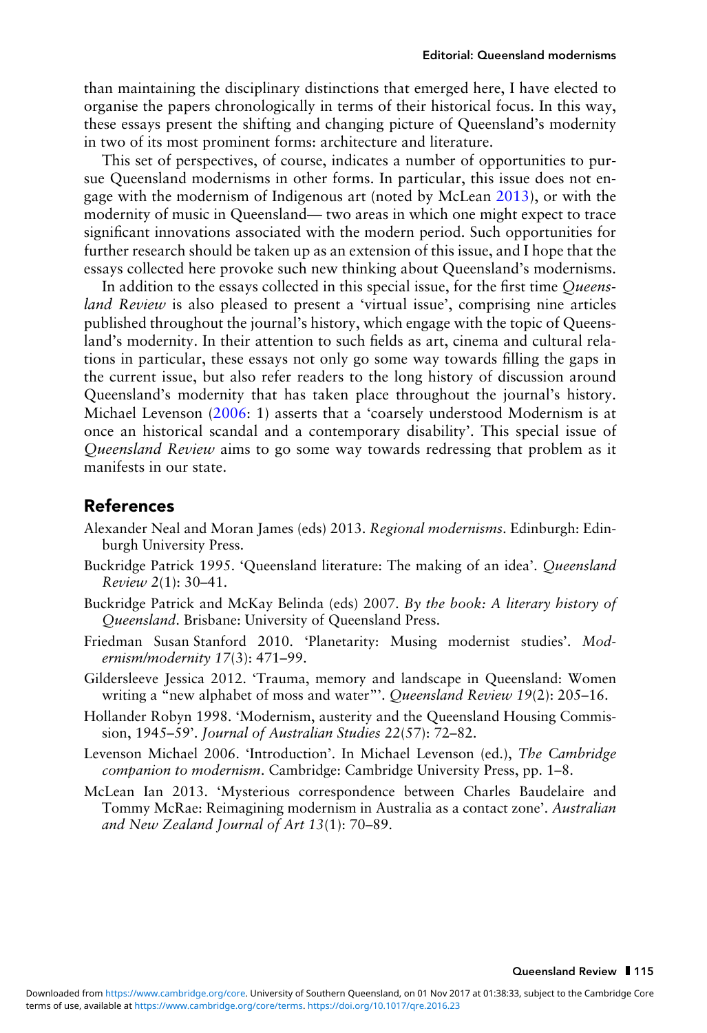than maintaining the disciplinary distinctions that emerged here, I have elected to organise the papers chronologically in terms of their historical focus. In this way, these essays present the shifting and changing picture of Queensland's modernity in two of its most prominent forms: architecture and literature.

This set of perspectives, of course, indicates a number of opportunities to pursue Queensland modernisms in other forms. In particular, this issue does not engage with the modernism of Indigenous art (noted by McLean 2013), or with the modernity of music in Queensland— two areas in which one might expect to trace significant innovations associated with the modern period. Such opportunities for further research should be taken up as an extension of this issue, and I hope that the essays collected here provoke such new thinking about Queensland's modernisms.

In addition to the essays collected in this special issue, for the first time *Queensland Review* is also pleased to present a 'virtual issue', comprising nine articles published throughout the journal's history, which engage with the topic of Queensland's modernity. In their attention to such fields as art, cinema and cultural relations in particular, these essays not only go some way towards filling the gaps in the current issue, but also refer readers to the long history of discussion around Queensland's modernity that has taken place throughout the journal's history. Michael Levenson (2006: 1) asserts that a 'coarsely understood Modernism is at once an historical scandal and a contemporary disability'. This special issue of *Queensland Review* aims to go some way towards redressing that problem as it manifests in our state.

## References

Alexander Neal and Moran James (eds) 2013. *Regional modernisms*. Edinburgh: Edinburgh University Press.

Buckridge Patrick 1995. 'Queensland literature: The making of an idea'. *Queensland Review 2*(1): 30–41.

Buckridge Patrick and McKay Belinda (eds) 2007. *By the book: A literary history of Queensland*. Brisbane: University of Queensland Press.

Friedman Susan Stanford 2010. 'Planetarity: Musing modernist studies'. *Modernism/modernity 17*(3): 471–99.

Gildersleeve Jessica 2012. 'Trauma, memory and landscape in Queensland: Women writing a "new alphabet of moss and water"'. *Queensland Review 19*(2): 205–16.

Hollander Robyn 1998. 'Modernism, austerity and the Queensland Housing Commission, 1945–59'. *Journal of Australian Studies 22*(57): 72–82.

Levenson Michael 2006. 'Introduction'. In Michael Levenson (ed.), *The Cambridge companion to modernism*. Cambridge: Cambridge University Press, pp. 1–8.

McLean Ian 2013. 'Mysterious correspondence between Charles Baudelaire and Tommy McRae: Reimagining modernism in Australia as a contact zone'. *Australian and New Zealand Journal of Art 13*(1): 70–89.